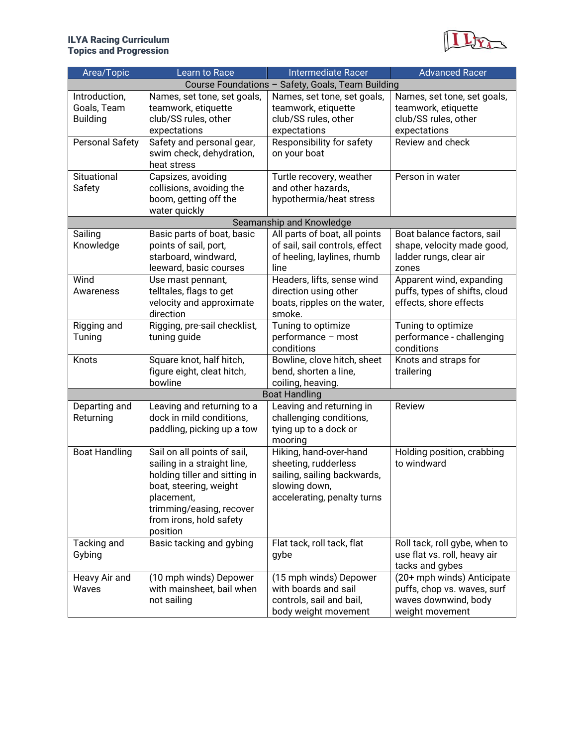**ILYA Racing Curriculum**
**Topics and Progression**

| Area/Topic | Learn to Race | Intermediate Racer | Advanced Racer |
|---|---|---|---|
| **Course Foundations – Safety, Goals, Team Building** | | | |
| Introduction, Goals, Team Building | Names, set tone, set goals, teamwork, etiquette club/SS rules, other expectations | Names, set tone, set goals, teamwork, etiquette club/SS rules, other expectations | Names, set tone, set goals, teamwork, etiquette club/SS rules, other expectations |
| Personal Safety | Safety and personal gear, swim check, dehydration, heat stress | Responsibility for safety on your boat | Review and check |
| Situational Safety | Capsizes, avoiding collisions, avoiding the boom, getting off the water quickly | Turtle recovery, weather and other hazards, hypothermia/heat stress | Person in water |
| **Seamanship and Knowledge** | | | |
| Sailing Knowledge | Basic parts of boat, basic points of sail, port, starboard, windward, leeward, basic courses | All parts of boat, all points of sail, sail controls, effect of heeling, laylines, rhumb line | Boat balance factors, sail shape, velocity made good, ladder rungs, clear air zones |
| Wind Awareness | Use mast pennant, telltales, flags to get velocity and approximate direction | Headers, lifts, sense wind direction using other boats, ripples on the water, smoke. | Apparent wind, expanding puffs, types of shifts, cloud effects, shore effects |
| Rigging and Tuning | Rigging, pre-sail checklist, tuning guide | Tuning to optimize performance – most conditions | Tuning to optimize performance - challenging conditions |
| Knots | Square knot, half hitch, figure eight, cleat hitch, bowline | Bowline, clove hitch, sheet bend, shorten a line, coiling, heaving. | Knots and straps for trailering |
| **Boat Handling** | | | |
| Departing and Returning | Leaving and returning to a dock in mild conditions, paddling, picking up a tow | Leaving and returning in challenging conditions, tying up to a dock or mooring | Review |
| Boat Handling | Sail on all points of sail, sailing in a straight line, holding tiller and sitting in boat, steering, weight placement, trimming/easing, recover from irons, hold safety position | Hiking, hand-over-hand sheeting, rudderless sailing, sailing backwards, slowing down, accelerating, penalty turns | Holding position, crabbing to windward |
| Tacking and Gybing | Basic tacking and gybing | Flat tack, roll tack, flat gybe | Roll tack, roll gybe, when to use flat vs. roll, heavy air tacks and gybes |
| Heavy Air and Waves | (10 mph winds) Depower with mainsheet, bail when not sailing | (15 mph winds) Depower with boards and sail controls, sail and bail, body weight movement | (20+ mph winds) Anticipate puffs, chop vs. waves, surf waves downwind, body weight movement |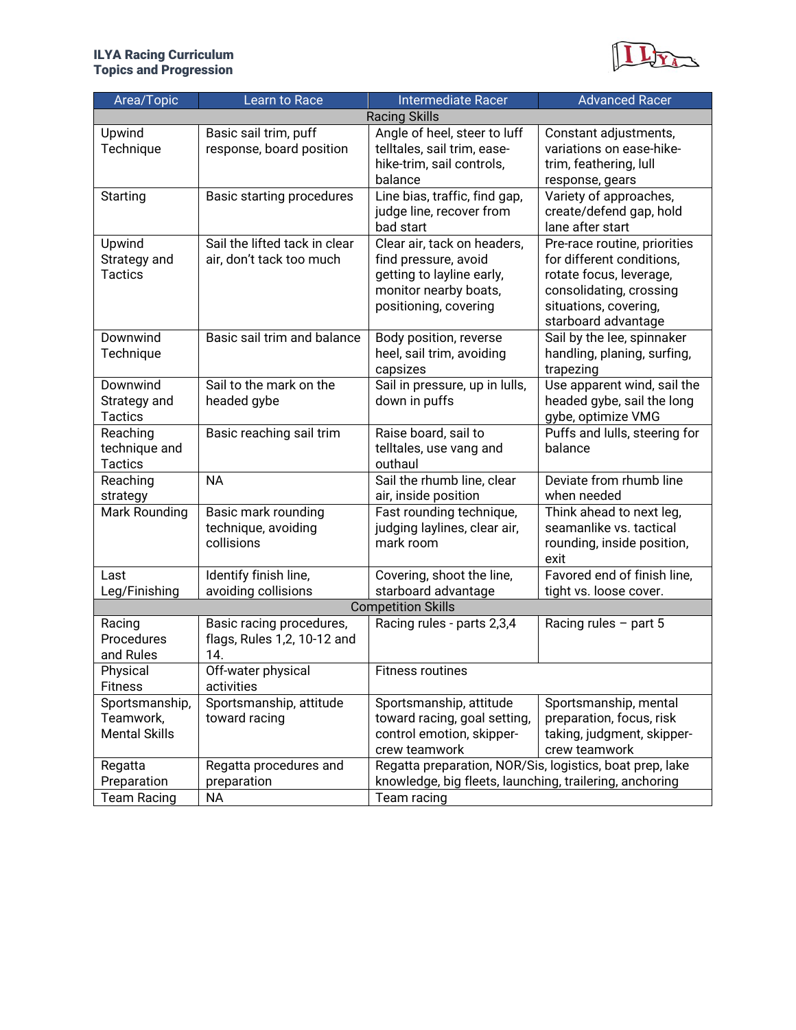**ILYA Racing Curriculum**
**Topics and Progression**

| Area/Topic | Learn to Race | Intermediate Racer | Advanced Racer |
|---|---|---|---|
| Racing Skills | | | |
| Upwind Technique | Basic sail trim, puff response, board position | Angle of heel, steer to luff telltales, sail trim, ease-hike-trim, sail controls, balance | Constant adjustments, variations on ease-hike-trim, feathering, lull response, gears |
| Starting | Basic starting procedures | Line bias, traffic, find gap, judge line, recover from bad start | Variety of approaches, create/defend gap, hold lane after start |
| Upwind Strategy and Tactics | Sail the lifted tack in clear air, don't tack too much | Clear air, tack on headers, find pressure, avoid getting to layline early, monitor nearby boats, positioning, covering | Pre-race routine, priorities for different conditions, rotate focus, leverage, consolidating, crossing situations, covering, starboard advantage |
| Downwind Technique | Basic sail trim and balance | Body position, reverse heel, sail trim, avoiding capsizes | Sail by the lee, spinnaker handling, planing, surfing, trapezing |
| Downwind Strategy and Tactics | Sail to the mark on the headed gybe | Sail in pressure, up in lulls, down in puffs | Use apparent wind, sail the headed gybe, sail the long gybe, optimize VMG |
| Reaching technique and Tactics | Basic reaching sail trim | Raise board, sail to telltales, use vang and outhaul | Puffs and lulls, steering for balance |
| Reaching strategy | NA | Sail the rhumb line, clear air, inside position | Deviate from rhumb line when needed |
| Mark Rounding | Basic mark rounding technique, avoiding collisions | Fast rounding technique, judging laylines, clear air, mark room | Think ahead to next leg, seamanlike vs. tactical rounding, inside position, exit |
| Last Leg/Finishing | Identify finish line, avoiding collisions | Covering, shoot the line, starboard advantage | Favored end of finish line, tight vs. loose cover. |
| Competition Skills | | | |
| Racing Procedures and Rules | Basic racing procedures, flags, Rules 1,2, 10-12 and 14. | Racing rules - parts 2,3,4 | Racing rules – part 5 |
| Physical Fitness | Off-water physical activities | Fitness routines | |
| Sportsmanship, Teamwork, Mental Skills | Sportsmanship, attitude toward racing | Sportsmanship, attitude toward racing, goal setting, control emotion, skipper-crew teamwork | Sportsmanship, mental preparation, focus, risk taking, judgment, skipper-crew teamwork |
| Regatta Preparation | Regatta procedures and preparation | Regatta preparation, NOR/Sis, logistics, boat prep, lake knowledge, big fleets, launching, trailering, anchoring | |
| Team Racing | NA | Team racing | |